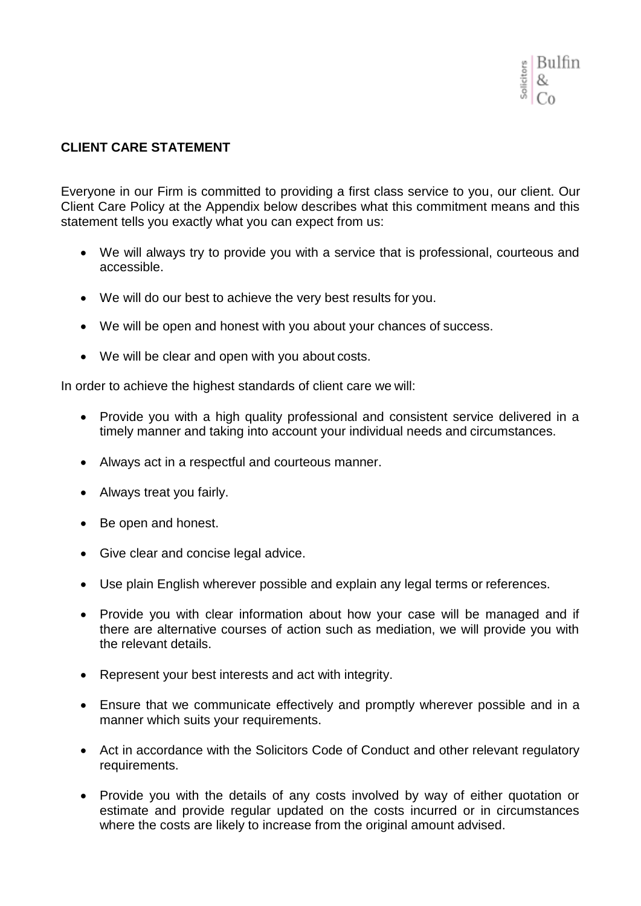Solicitors | Bulfin & Co

## CLIENT CARE STATEMENT

Everyone in our Firm is committed to providing a first class service to you, our client. Our Client Care Policy at the Appendix below describes what this commitment means and this statement tells you exactly what you can expect from us:

- We will always try to provide you with a service that is professional, courteous and accessible.
- We will do our best to achieve the very best results for you.
- We will be open and honest with you about your chances of success.
- We will be clear and open with you about costs.

In order to achieve the highest standards of client care we will:

- Provide you with a high quality professional and consistent service delivered in a timely manner and taking into account your individual needs and circumstances.
- Always act in a respectful and courteous manner.
- Always treat you fairly.
- Be open and honest.
- Give clear and concise legal advice.
- Use plain English wherever possible and explain any legal terms or references.
- Provide you with clear information about how your case will be managed and if there are alternative courses of action such as mediation, we will provide you with the relevant details.
- Represent your best interests and act with integrity.
- Ensure that we communicate effectively and promptly wherever possible and in a manner which suits your requirements.
- Act in accordance with the Solicitors Code of Conduct and other relevant regulatory requirements.
- Provide you with the details of any costs involved by way of either quotation or estimate and provide regular updated on the costs incurred or in circumstances where the costs are likely to increase from the original amount advised.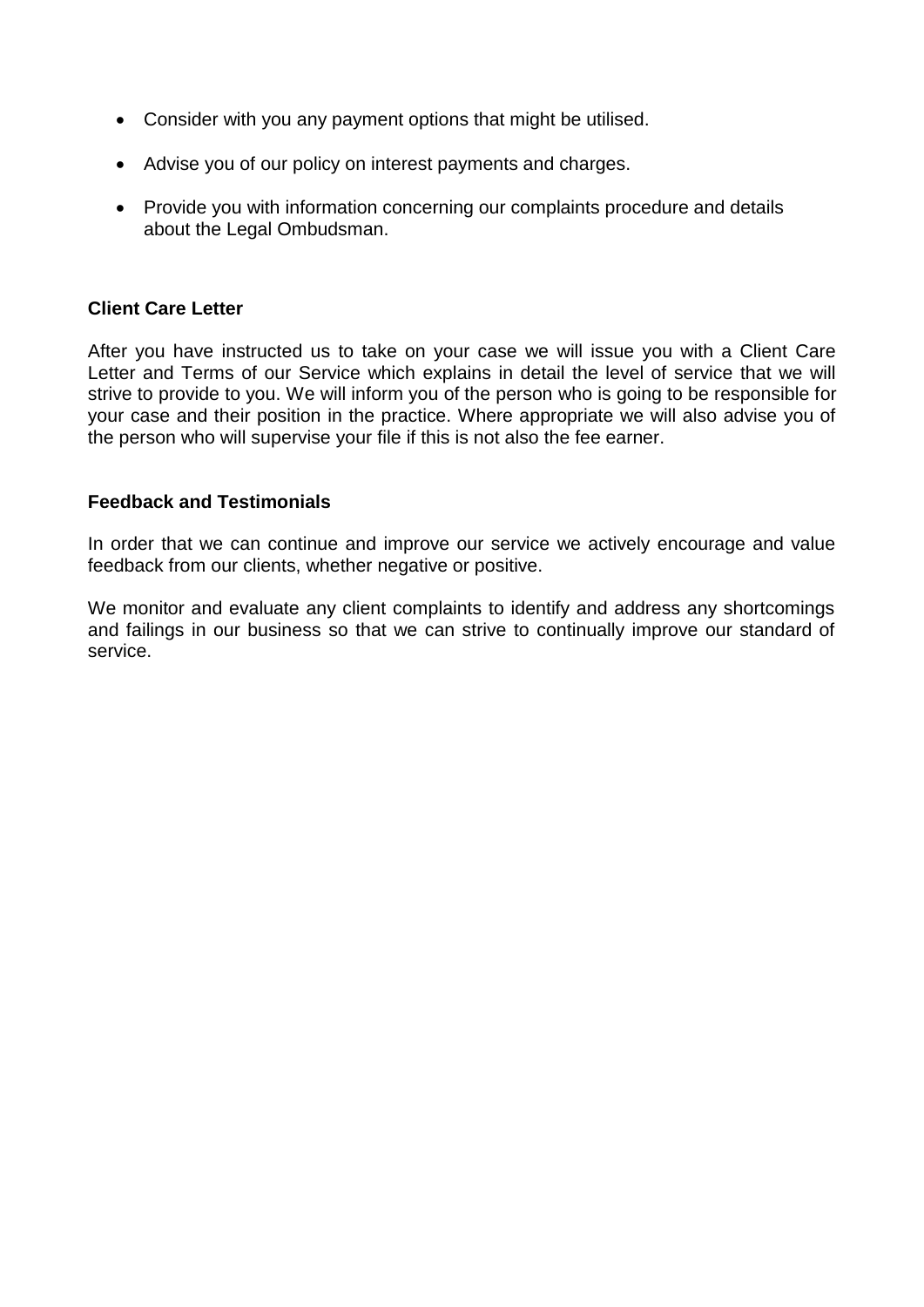- Consider with you any payment options that might be utilised.
- Advise you of our policy on interest payments and charges.
- Provide you with information concerning our complaints procedure and details about the Legal Ombudsman.

**Client Care Letter**

After you have instructed us to take on your case we will issue you with a Client Care Letter and Terms of our Service which explains in detail the level of service that we will strive to provide to you. We will inform you of the person who is going to be responsible for your case and their position in the practice. Where appropriate we will also advise you of the person who will supervise your file if this is not also the fee earner.

**Feedback and Testimonials**

In order that we can continue and improve our service we actively encourage and value feedback from our clients, whether negative or positive.

We monitor and evaluate any client complaints to identify and address any shortcomings and failings in our business so that we can strive to continually improve our standard of service.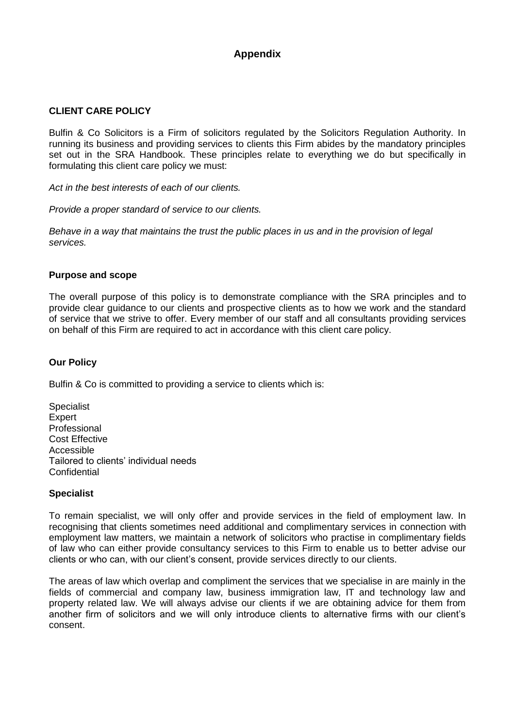## Appendix

### CLIENT CARE POLICY

Bulfin & Co Solicitors is a Firm of solicitors regulated by the Solicitors Regulation Authority. In running its business and providing services to clients this Firm abides by the mandatory principles set out in the SRA Handbook. These principles relate to everything we do but specifically in formulating this client care policy we must:

*Act in the best interests of each of our clients.*

*Provide a proper standard of service to our clients.*

*Behave in a way that maintains the trust the public places in us and in the provision of legal services.*

### Purpose and scope

The overall purpose of this policy is to demonstrate compliance with the SRA principles and to provide clear guidance to our clients and prospective clients as to how we work and the standard of service that we strive to offer. Every member of our staff and all consultants providing services on behalf of this Firm are required to act in accordance with this client care policy.

### Our Policy

Bulfin & Co is committed to providing a service to clients which is:

Specialist
Expert
Professional
Cost Effective
Accessible
Tailored to clients' individual needs
Confidential

### Specialist

To remain specialist, we will only offer and provide services in the field of employment law. In recognising that clients sometimes need additional and complimentary services in connection with employment law matters, we maintain a network of solicitors who practise in complimentary fields of law who can either provide consultancy services to this Firm to enable us to better advise our clients or who can, with our client's consent, provide services directly to our clients.

The areas of law which overlap and compliment the services that we specialise in are mainly in the fields of commercial and company law, business immigration law, IT and technology law and property related law. We will always advise our clients if we are obtaining advice for them from another firm of solicitors and we will only introduce clients to alternative firms with our client's consent.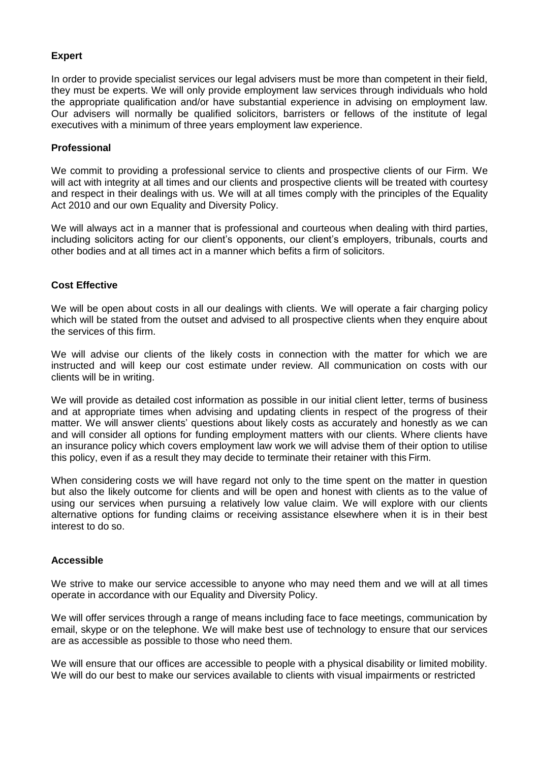**Expert**

In order to provide specialist services our legal advisers must be more than competent in their field, they must be experts. We will only provide employment law services through individuals who hold the appropriate qualification and/or have substantial experience in advising on employment law. Our advisers will normally be qualified solicitors, barristers or fellows of the institute of legal executives with a minimum of three years employment law experience.

**Professional**

We commit to providing a professional service to clients and prospective clients of our Firm. We will act with integrity at all times and our clients and prospective clients will be treated with courtesy and respect in their dealings with us. We will at all times comply with the principles of the Equality Act 2010 and our own Equality and Diversity Policy.

We will always act in a manner that is professional and courteous when dealing with third parties, including solicitors acting for our client's opponents, our client's employers, tribunals, courts and other bodies and at all times act in a manner which befits a firm of solicitors.

**Cost Effective**

We will be open about costs in all our dealings with clients. We will operate a fair charging policy which will be stated from the outset and advised to all prospective clients when they enquire about the services of this firm.

We will advise our clients of the likely costs in connection with the matter for which we are instructed and will keep our cost estimate under review. All communication on costs with our clients will be in writing.

We will provide as detailed cost information as possible in our initial client letter, terms of business and at appropriate times when advising and updating clients in respect of the progress of their matter. We will answer clients' questions about likely costs as accurately and honestly as we can and will consider all options for funding employment matters with our clients. Where clients have an insurance policy which covers employment law work we will advise them of their option to utilise this policy, even if as a result they may decide to terminate their retainer with this Firm.

When considering costs we will have regard not only to the time spent on the matter in question but also the likely outcome for clients and will be open and honest with clients as to the value of using our services when pursuing a relatively low value claim. We will explore with our clients alternative options for funding claims or receiving assistance elsewhere when it is in their best interest to do so.

**Accessible**

We strive to make our service accessible to anyone who may need them and we will at all times operate in accordance with our Equality and Diversity Policy.

We will offer services through a range of means including face to face meetings, communication by email, skype or on the telephone. We will make best use of technology to ensure that our services are as accessible as possible to those who need them.

We will ensure that our offices are accessible to people with a physical disability or limited mobility. We will do our best to make our services available to clients with visual impairments or restricted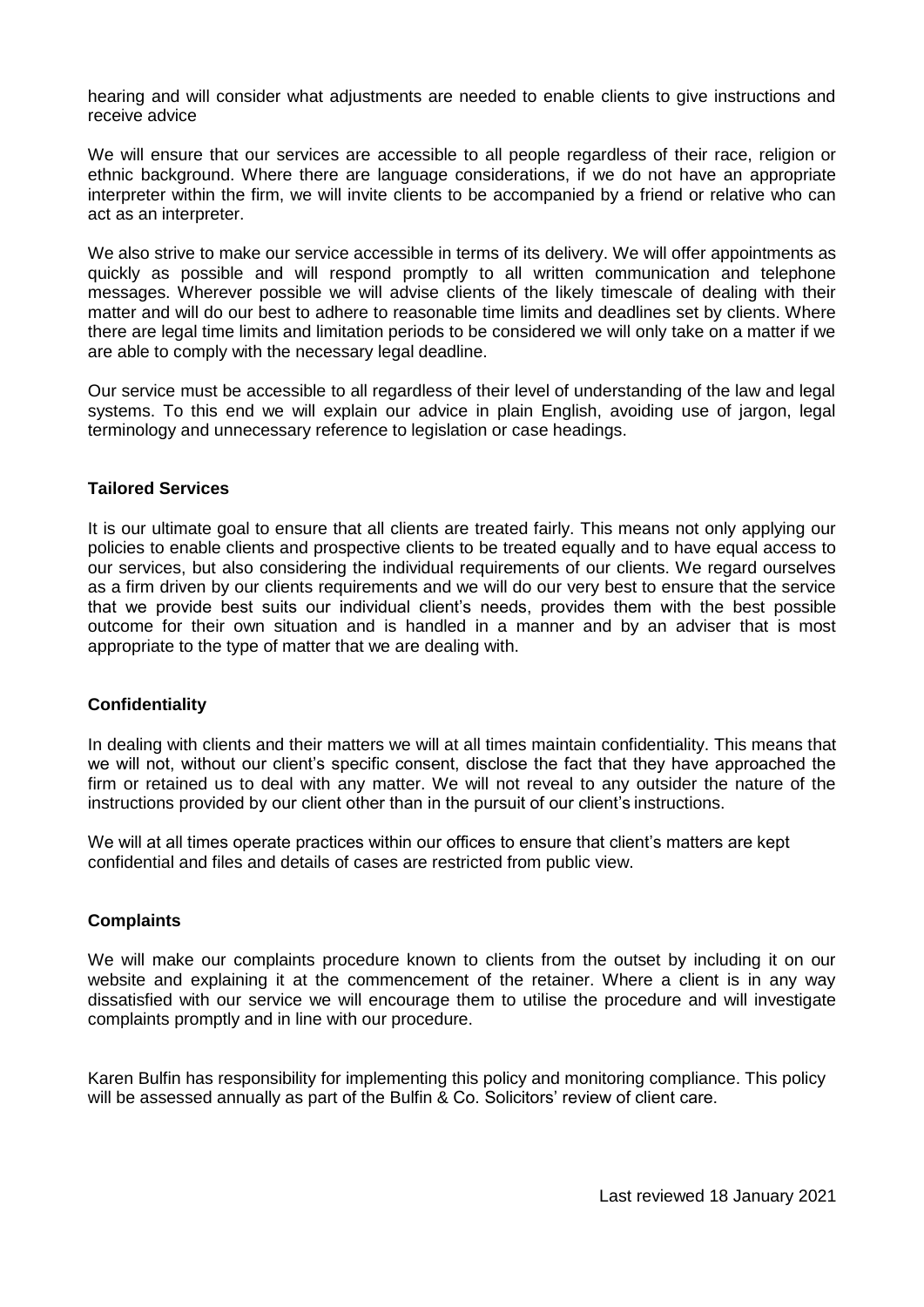hearing and will consider what adjustments are needed to enable clients to give instructions and receive advice

We will ensure that our services are accessible to all people regardless of their race, religion or ethnic background. Where there are language considerations, if we do not have an appropriate interpreter within the firm, we will invite clients to be accompanied by a friend or relative who can act as an interpreter.

We also strive to make our service accessible in terms of its delivery. We will offer appointments as quickly as possible and will respond promptly to all written communication and telephone messages. Wherever possible we will advise clients of the likely timescale of dealing with their matter and will do our best to adhere to reasonable time limits and deadlines set by clients. Where there are legal time limits and limitation periods to be considered we will only take on a matter if we are able to comply with the necessary legal deadline.

Our service must be accessible to all regardless of their level of understanding of the law and legal systems. To this end we will explain our advice in plain English, avoiding use of jargon, legal terminology and unnecessary reference to legislation or case headings.

**Tailored Services**

It is our ultimate goal to ensure that all clients are treated fairly. This means not only applying our policies to enable clients and prospective clients to be treated equally and to have equal access to our services, but also considering the individual requirements of our clients. We regard ourselves as a firm driven by our clients requirements and we will do our very best to ensure that the service that we provide best suits our individual client's needs, provides them with the best possible outcome for their own situation and is handled in a manner and by an adviser that is most appropriate to the type of matter that we are dealing with.

**Confidentiality**

In dealing with clients and their matters we will at all times maintain confidentiality. This means that we will not, without our client's specific consent, disclose the fact that they have approached the firm or retained us to deal with any matter. We will not reveal to any outsider the nature of the instructions provided by our client other than in the pursuit of our client's instructions.

We will at all times operate practices within our offices to ensure that client's matters are kept confidential and files and details of cases are restricted from public view.

**Complaints**

We will make our complaints procedure known to clients from the outset by including it on our website and explaining it at the commencement of the retainer. Where a client is in any way dissatisfied with our service we will encourage them to utilise the procedure and will investigate complaints promptly and in line with our procedure.

Karen Bulfin has responsibility for implementing this policy and monitoring compliance. This policy will be assessed annually as part of the Bulfin & Co. Solicitors' review of client care.

Last reviewed 18 January 2021